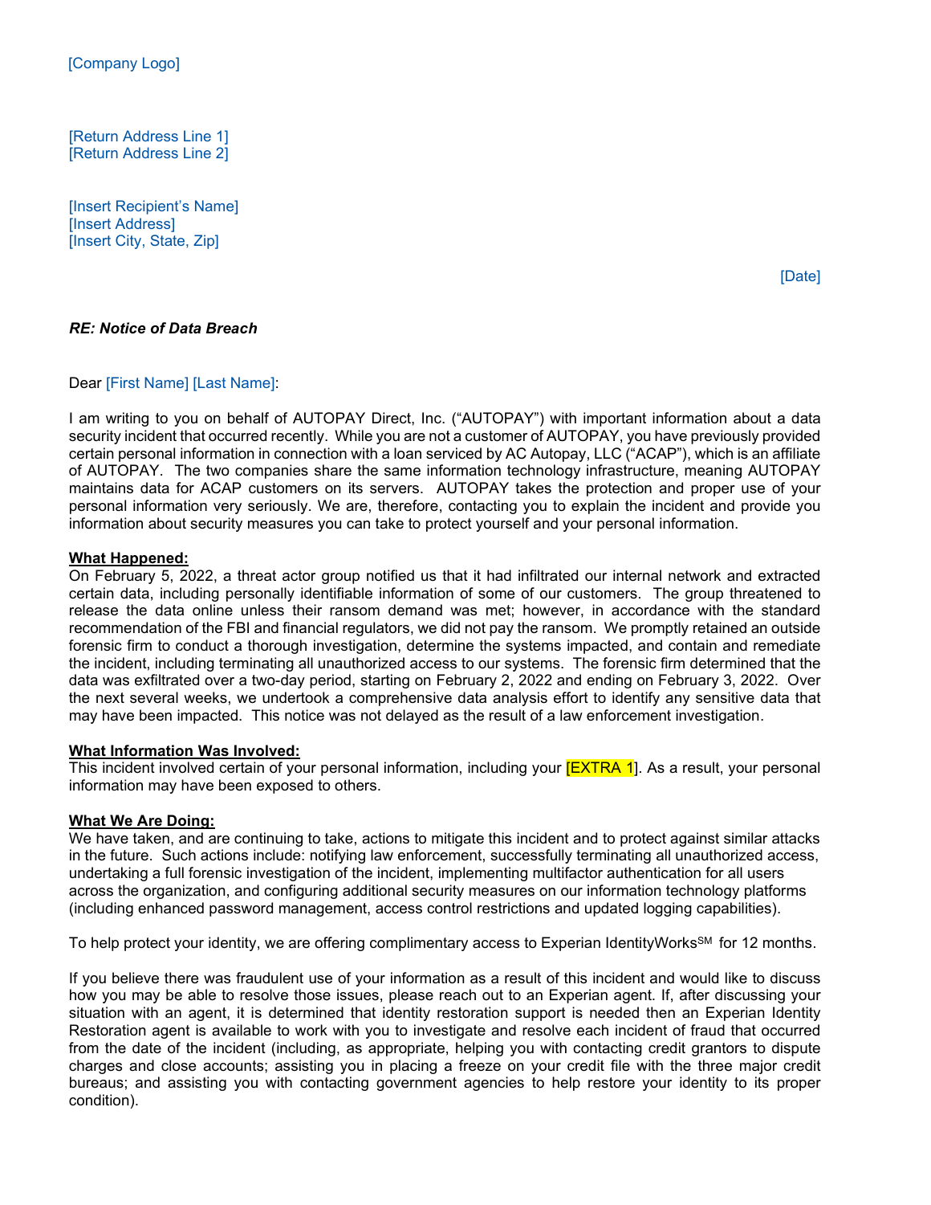[Company Logo]

[Return Address Line 1]
[Return Address Line 2]

[Insert Recipient's Name]
[Insert Address]
[Insert City, State, Zip]

[Date]

***RE: Notice of Data Breach***

Dear [First Name] [Last Name]:

I am writing to you on behalf of AUTOPAY Direct, Inc. ("AUTOPAY") with important information about a data security incident that occurred recently. While you are not a customer of AUTOPAY, you have previously provided certain personal information in connection with a loan serviced by AC Autopay, LLC ("ACAP"), which is an affiliate of AUTOPAY. The two companies share the same information technology infrastructure, meaning AUTOPAY maintains data for ACAP customers on its servers. AUTOPAY takes the protection and proper use of your personal information very seriously. We are, therefore, contacting you to explain the incident and provide you information about security measures you can take to protect yourself and your personal information.

**What Happened:**

On February 5, 2022, a threat actor group notified us that it had infiltrated our internal network and extracted certain data, including personally identifiable information of some of our customers. The group threatened to release the data online unless their ransom demand was met; however, in accordance with the standard recommendation of the FBI and financial regulators, we did not pay the ransom. We promptly retained an outside forensic firm to conduct a thorough investigation, determine the systems impacted, and contain and remediate the incident, including terminating all unauthorized access to our systems. The forensic firm determined that the data was exfiltrated over a two-day period, starting on February 2, 2022 and ending on February 3, 2022. Over the next several weeks, we undertook a comprehensive data analysis effort to identify any sensitive data that may have been impacted. This notice was not delayed as the result of a law enforcement investigation.

**What Information Was Involved:**

This incident involved certain of your personal information, including your [EXTRA 1]. As a result, your personal information may have been exposed to others.

**What We Are Doing:**

We have taken, and are continuing to take, actions to mitigate this incident and to protect against similar attacks in the future. Such actions include: notifying law enforcement, successfully terminating all unauthorized access, undertaking a full forensic investigation of the incident, implementing multifactor authentication for all users across the organization, and configuring additional security measures on our information technology platforms (including enhanced password management, access control restrictions and updated logging capabilities).

To help protect your identity, we are offering complimentary access to Experian IdentityWorks℠ for 12 months.

If you believe there was fraudulent use of your information as a result of this incident and would like to discuss how you may be able to resolve those issues, please reach out to an Experian agent. If, after discussing your situation with an agent, it is determined that identity restoration support is needed then an Experian Identity Restoration agent is available to work with you to investigate and resolve each incident of fraud that occurred from the date of the incident (including, as appropriate, helping you with contacting credit grantors to dispute charges and close accounts; assisting you in placing a freeze on your credit file with the three major credit bureaus; and assisting you with contacting government agencies to help restore your identity to its proper condition).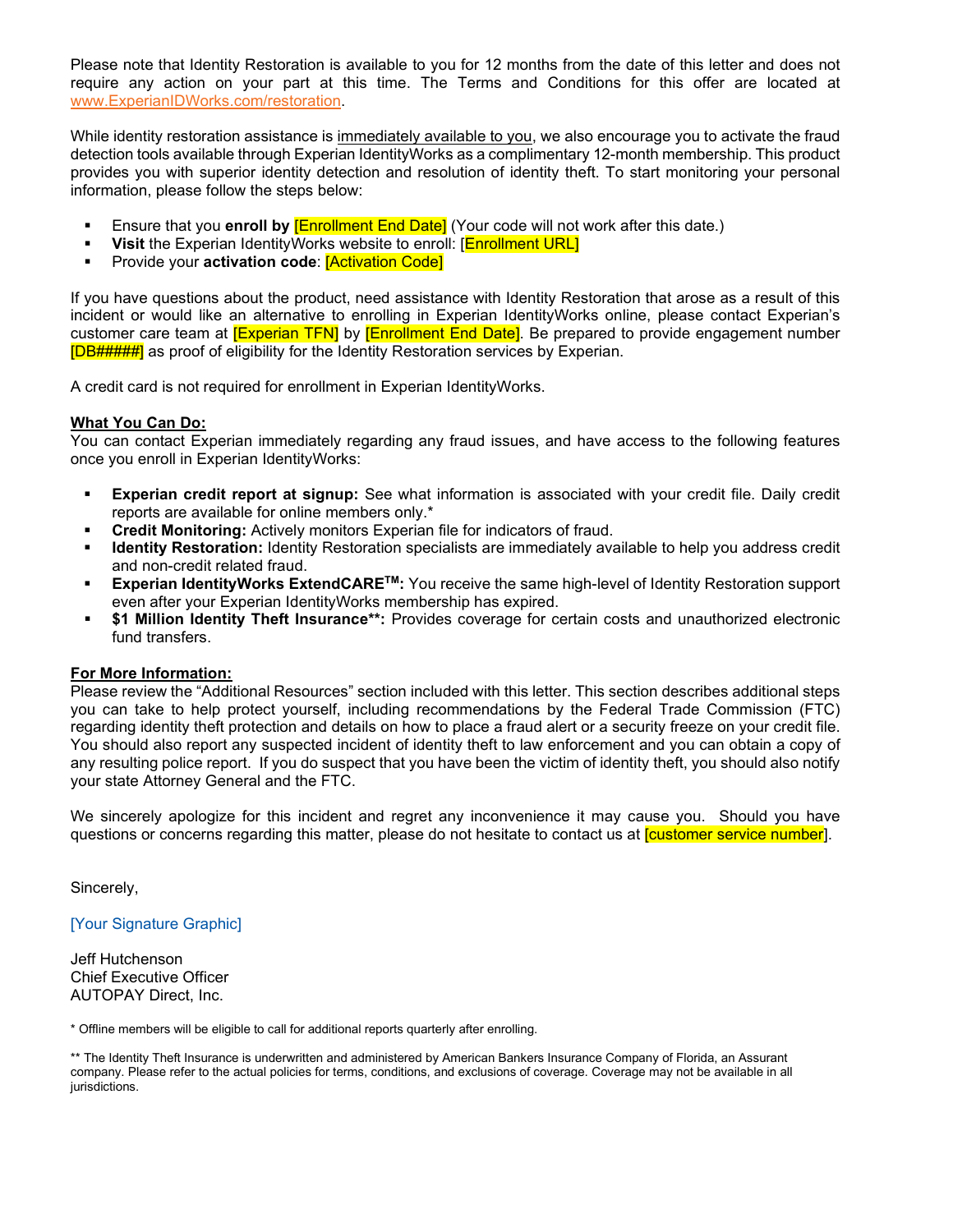Please note that Identity Restoration is available to you for 12 months from the date of this letter and does not require any action on your part at this time. The Terms and Conditions for this offer are located at www.ExperianIDWorks.com/restoration.

While identity restoration assistance is immediately available to you, we also encourage you to activate the fraud detection tools available through Experian IdentityWorks as a complimentary 12-month membership. This product provides you with superior identity detection and resolution of identity theft. To start monitoring your personal information, please follow the steps below:

- Ensure that you **enroll by** [Enrollment End Date] (Your code will not work after this date.)
- **Visit** the Experian IdentityWorks website to enroll: [Enrollment URL]
- Provide your **activation code**: [Activation Code]

If you have questions about the product, need assistance with Identity Restoration that arose as a result of this incident or would like an alternative to enrolling in Experian IdentityWorks online, please contact Experian's customer care team at [Experian TFN] by [Enrollment End Date]. Be prepared to provide engagement number [DB#####] as proof of eligibility for the Identity Restoration services by Experian.

A credit card is not required for enrollment in Experian IdentityWorks.

**What You Can Do:**
You can contact Experian immediately regarding any fraud issues, and have access to the following features once you enroll in Experian IdentityWorks:

- **Experian credit report at signup:** See what information is associated with your credit file. Daily credit reports are available for online members only.*
- **Credit Monitoring:** Actively monitors Experian file for indicators of fraud.
- **Identity Restoration:** Identity Restoration specialists are immediately available to help you address credit and non-credit related fraud.
- **Experian IdentityWorks ExtendCARE™:** You receive the same high-level of Identity Restoration support even after your Experian IdentityWorks membership has expired.
- **$1 Million Identity Theft Insurance**:** Provides coverage for certain costs and unauthorized electronic fund transfers.

**For More Information:**
Please review the "Additional Resources" section included with this letter. This section describes additional steps you can take to help protect yourself, including recommendations by the Federal Trade Commission (FTC) regarding identity theft protection and details on how to place a fraud alert or a security freeze on your credit file. You should also report any suspected incident of identity theft to law enforcement and you can obtain a copy of any resulting police report. If you do suspect that you have been the victim of identity theft, you should also notify your state Attorney General and the FTC.

We sincerely apologize for this incident and regret any inconvenience it may cause you. Should you have questions or concerns regarding this matter, please do not hesitate to contact us at [customer service number].

Sincerely,

[Your Signature Graphic]

Jeff Hutchenson
Chief Executive Officer
AUTOPAY Direct, Inc.

* Offline members will be eligible to call for additional reports quarterly after enrolling.

** The Identity Theft Insurance is underwritten and administered by American Bankers Insurance Company of Florida, an Assurant company. Please refer to the actual policies for terms, conditions, and exclusions of coverage. Coverage may not be available in all jurisdictions.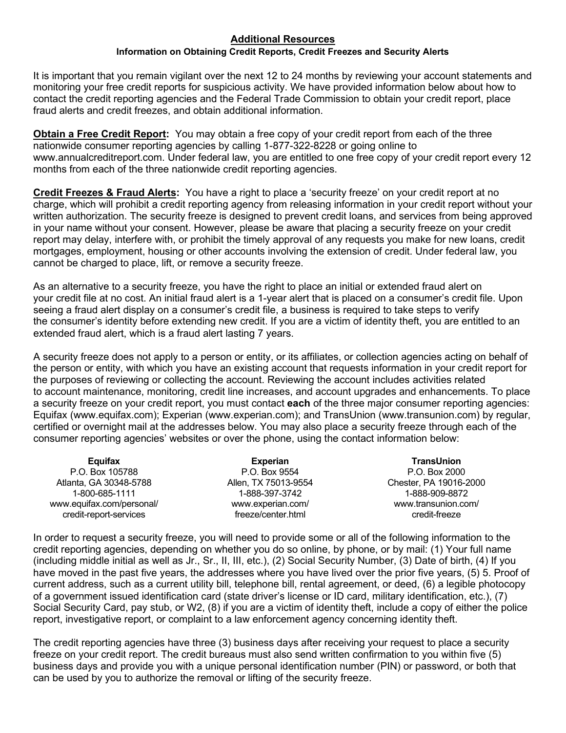## Additional Resources

### Information on Obtaining Credit Reports, Credit Freezes and Security Alerts

It is important that you remain vigilant over the next 12 to 24 months by reviewing your account statements and monitoring your free credit reports for suspicious activity. We have provided information below about how to contact the credit reporting agencies and the Federal Trade Commission to obtain your credit report, place fraud alerts and credit freezes, and obtain additional information.

**Obtain a Free Credit Report:** You may obtain a free copy of your credit report from each of the three nationwide consumer reporting agencies by calling 1-877-322-8228 or going online to www.annualcreditreport.com. Under federal law, you are entitled to one free copy of your credit report every 12 months from each of the three nationwide credit reporting agencies.

**Credit Freezes & Fraud Alerts:** You have a right to place a 'security freeze' on your credit report at no charge, which will prohibit a credit reporting agency from releasing information in your credit report without your written authorization. The security freeze is designed to prevent credit loans, and services from being approved in your name without your consent. However, please be aware that placing a security freeze on your credit report may delay, interfere with, or prohibit the timely approval of any requests you make for new loans, credit mortgages, employment, housing or other accounts involving the extension of credit. Under federal law, you cannot be charged to place, lift, or remove a security freeze.

As an alternative to a security freeze, you have the right to place an initial or extended fraud alert on your credit file at no cost. An initial fraud alert is a 1-year alert that is placed on a consumer's credit file. Upon seeing a fraud alert display on a consumer's credit file, a business is required to take steps to verify the consumer's identity before extending new credit. If you are a victim of identity theft, you are entitled to an extended fraud alert, which is a fraud alert lasting 7 years.

A security freeze does not apply to a person or entity, or its affiliates, or collection agencies acting on behalf of the person or entity, with which you have an existing account that requests information in your credit report for the purposes of reviewing or collecting the account. Reviewing the account includes activities related to account maintenance, monitoring, credit line increases, and account upgrades and enhancements. To place a security freeze on your credit report, you must contact **each** of the three major consumer reporting agencies: Equifax (www.equifax.com); Experian (www.experian.com); and TransUnion (www.transunion.com) by regular, certified or overnight mail at the addresses below. You may also place a security freeze through each of the consumer reporting agencies' websites or over the phone, using the contact information below:

| Equifax | Experian | TransUnion |
|---|---|---|
| P.O. Box 105788 | P.O. Box 9554 | P.O. Box 2000 |
| Atlanta, GA 30348-5788 | Allen, TX 75013-9554 | Chester, PA 19016-2000 |
| 1-800-685-1111 | 1-888-397-3742 | 1-888-909-8872 |
| www.equifax.com/personal/credit-report-services | www.experian.com/freeze/center.html | www.transunion.com/credit-freeze |

In order to request a security freeze, you will need to provide some or all of the following information to the credit reporting agencies, depending on whether you do so online, by phone, or by mail: (1) Your full name (including middle initial as well as Jr., Sr., II, III, etc.), (2) Social Security Number, (3) Date of birth, (4) If you have moved in the past five years, the addresses where you have lived over the prior five years, (5) 5. Proof of current address, such as a current utility bill, telephone bill, rental agreement, or deed, (6) a legible photocopy of a government issued identification card (state driver's license or ID card, military identification, etc.), (7) Social Security Card, pay stub, or W2, (8) if you are a victim of identity theft, include a copy of either the police report, investigative report, or complaint to a law enforcement agency concerning identity theft.

The credit reporting agencies have three (3) business days after receiving your request to place a security freeze on your credit report. The credit bureaus must also send written confirmation to you within five (5) business days and provide you with a unique personal identification number (PIN) or password, or both that can be used by you to authorize the removal or lifting of the security freeze.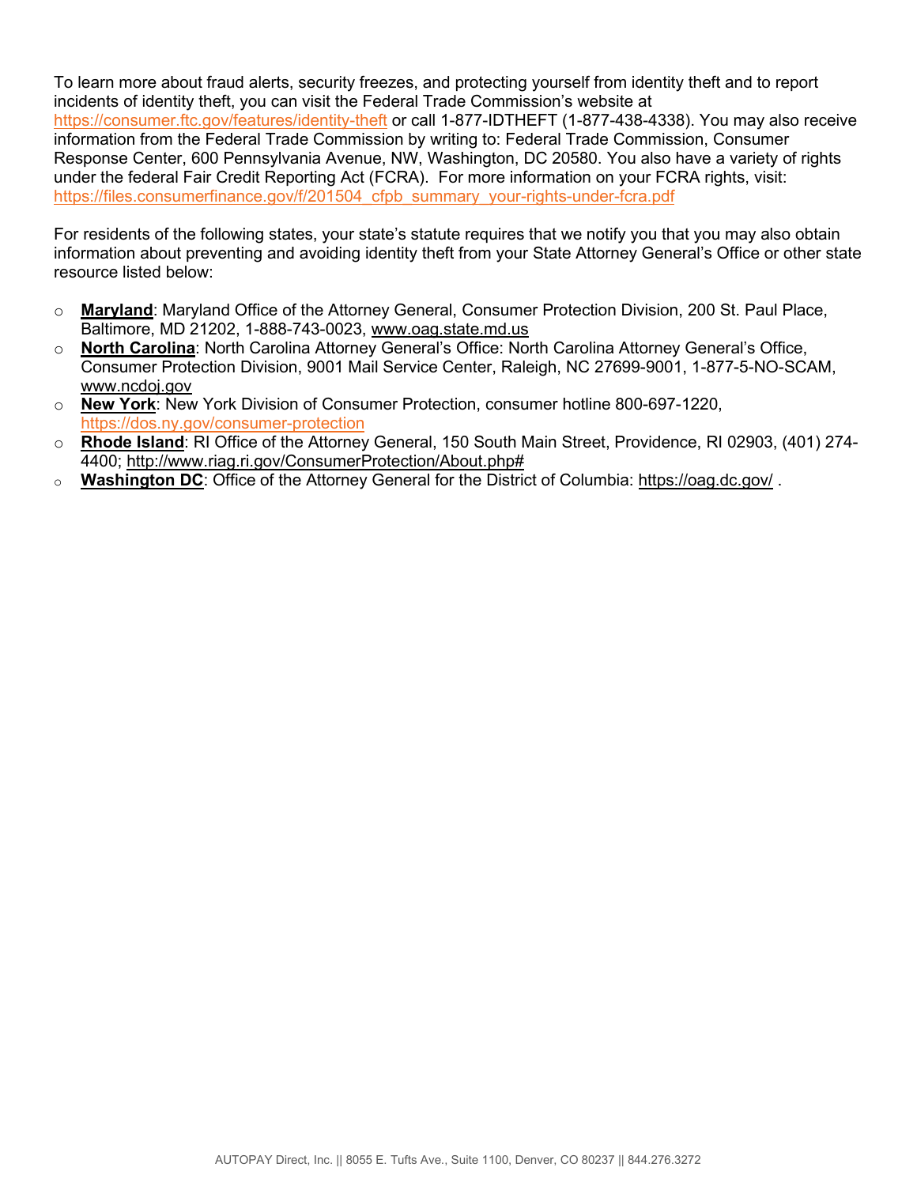To learn more about fraud alerts, security freezes, and protecting yourself from identity theft and to report incidents of identity theft, you can visit the Federal Trade Commission's website at https://consumer.ftc.gov/features/identity-theft or call 1-877-IDTHEFT (1-877-438-4338). You may also receive information from the Federal Trade Commission by writing to: Federal Trade Commission, Consumer Response Center, 600 Pennsylvania Avenue, NW, Washington, DC 20580. You also have a variety of rights under the federal Fair Credit Reporting Act (FCRA). For more information on your FCRA rights, visit: https://files.consumerfinance.gov/f/201504_cfpb_summary_your-rights-under-fcra.pdf

For residents of the following states, your state's statute requires that we notify you that you may also obtain information about preventing and avoiding identity theft from your State Attorney General's Office or other state resource listed below:

- **Maryland**: Maryland Office of the Attorney General, Consumer Protection Division, 200 St. Paul Place, Baltimore, MD 21202, 1-888-743-0023, www.oag.state.md.us
- **North Carolina**: North Carolina Attorney General's Office: North Carolina Attorney General's Office, Consumer Protection Division, 9001 Mail Service Center, Raleigh, NC 27699-9001, 1-877-5-NO-SCAM, www.ncdoj.gov
- **New York**: New York Division of Consumer Protection, consumer hotline 800-697-1220, https://dos.ny.gov/consumer-protection
- **Rhode Island**: RI Office of the Attorney General, 150 South Main Street, Providence, RI 02903, (401) 274-4400; http://www.riag.ri.gov/ConsumerProtection/About.php#
- **Washington DC**: Office of the Attorney General for the District of Columbia: https://oag.dc.gov/ .